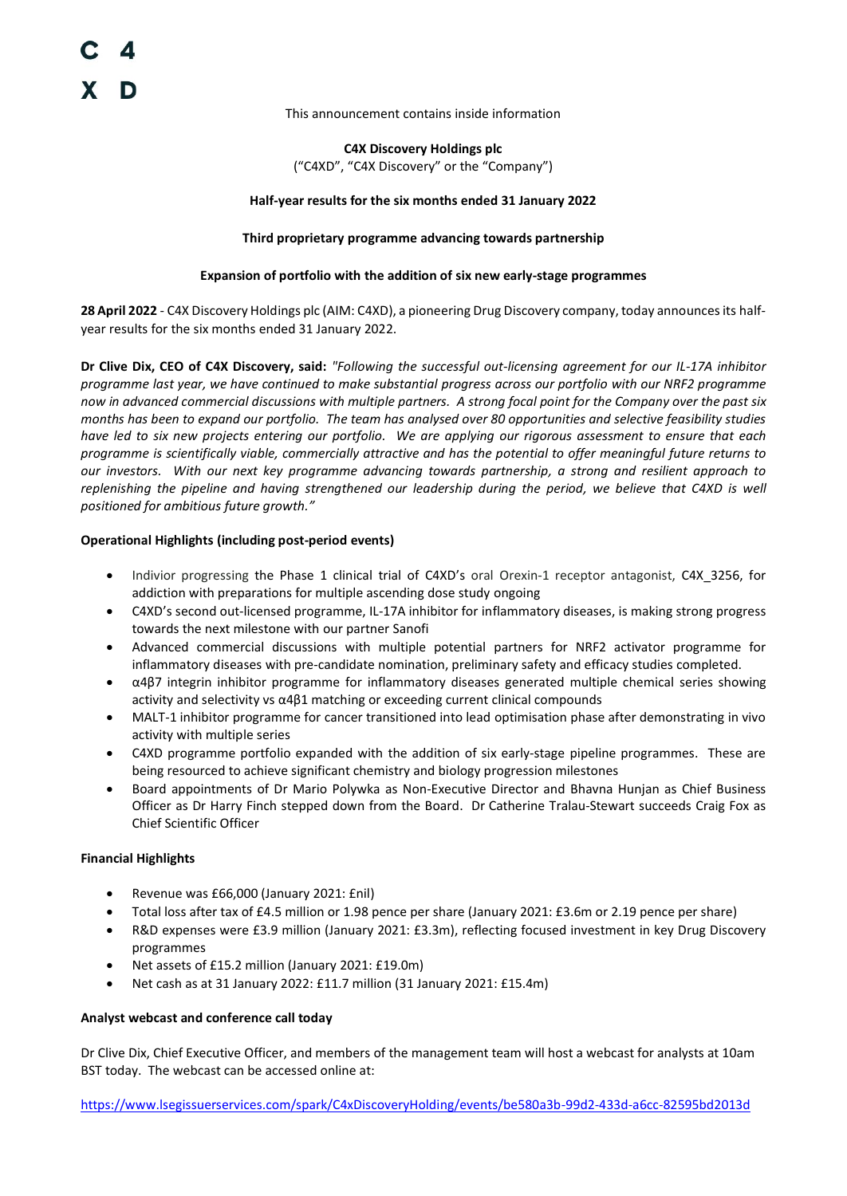C 4
X D

This announcement contains inside information

**C4X Discovery Holdings plc**
("C4XD", "C4X Discovery" or the "Company")

**Half-year results for the six months ended 31 January 2022**

**Third proprietary programme advancing towards partnership**

**Expansion of portfolio with the addition of six new early-stage programmes**

**28 April 2022** - C4X Discovery Holdings plc (AIM: C4XD), a pioneering Drug Discovery company, today announces its half-year results for the six months ended 31 January 2022.

**Dr Clive Dix, CEO of C4X Discovery, said:** *"Following the successful out-licensing agreement for our IL-17A inhibitor programme last year, we have continued to make substantial progress across our portfolio with our NRF2 programme now in advanced commercial discussions with multiple partners. A strong focal point for the Company over the past six months has been to expand our portfolio. The team has analysed over 80 opportunities and selective feasibility studies have led to six new projects entering our portfolio. We are applying our rigorous assessment to ensure that each programme is scientifically viable, commercially attractive and has the potential to offer meaningful future returns to our investors. With our next key programme advancing towards partnership, a strong and resilient approach to replenishing the pipeline and having strengthened our leadership during the period, we believe that C4XD is well positioned for ambitious future growth."*

**Operational Highlights (including post-period events)**

- Indivior progressing the Phase 1 clinical trial of C4XD's oral Orexin-1 receptor antagonist, C4X_3256, for addiction with preparations for multiple ascending dose study ongoing
- C4XD's second out-licensed programme, IL-17A inhibitor for inflammatory diseases, is making strong progress towards the next milestone with our partner Sanofi
- Advanced commercial discussions with multiple potential partners for NRF2 activator programme for inflammatory diseases with pre-candidate nomination, preliminary safety and efficacy studies completed.
- α4β7 integrin inhibitor programme for inflammatory diseases generated multiple chemical series showing activity and selectivity vs α4β1 matching or exceeding current clinical compounds
- MALT-1 inhibitor programme for cancer transitioned into lead optimisation phase after demonstrating in vivo activity with multiple series
- C4XD programme portfolio expanded with the addition of six early-stage pipeline programmes. These are being resourced to achieve significant chemistry and biology progression milestones
- Board appointments of Dr Mario Polywka as Non-Executive Director and Bhavna Hunjan as Chief Business Officer as Dr Harry Finch stepped down from the Board. Dr Catherine Tralau-Stewart succeeds Craig Fox as Chief Scientific Officer

**Financial Highlights**

- Revenue was £66,000 (January 2021: £nil)
- Total loss after tax of £4.5 million or 1.98 pence per share (January 2021: £3.6m or 2.19 pence per share)
- R&D expenses were £3.9 million (January 2021: £3.3m), reflecting focused investment in key Drug Discovery programmes
- Net assets of £15.2 million (January 2021: £19.0m)
- Net cash as at 31 January 2022: £11.7 million (31 January 2021: £15.4m)

**Analyst webcast and conference call today**

Dr Clive Dix, Chief Executive Officer, and members of the management team will host a webcast for analysts at 10am BST today. The webcast can be accessed online at:

https://www.lsegissuerservices.com/spark/C4xDiscoveryHolding/events/be580a3b-99d2-433d-a6cc-82595bd2013d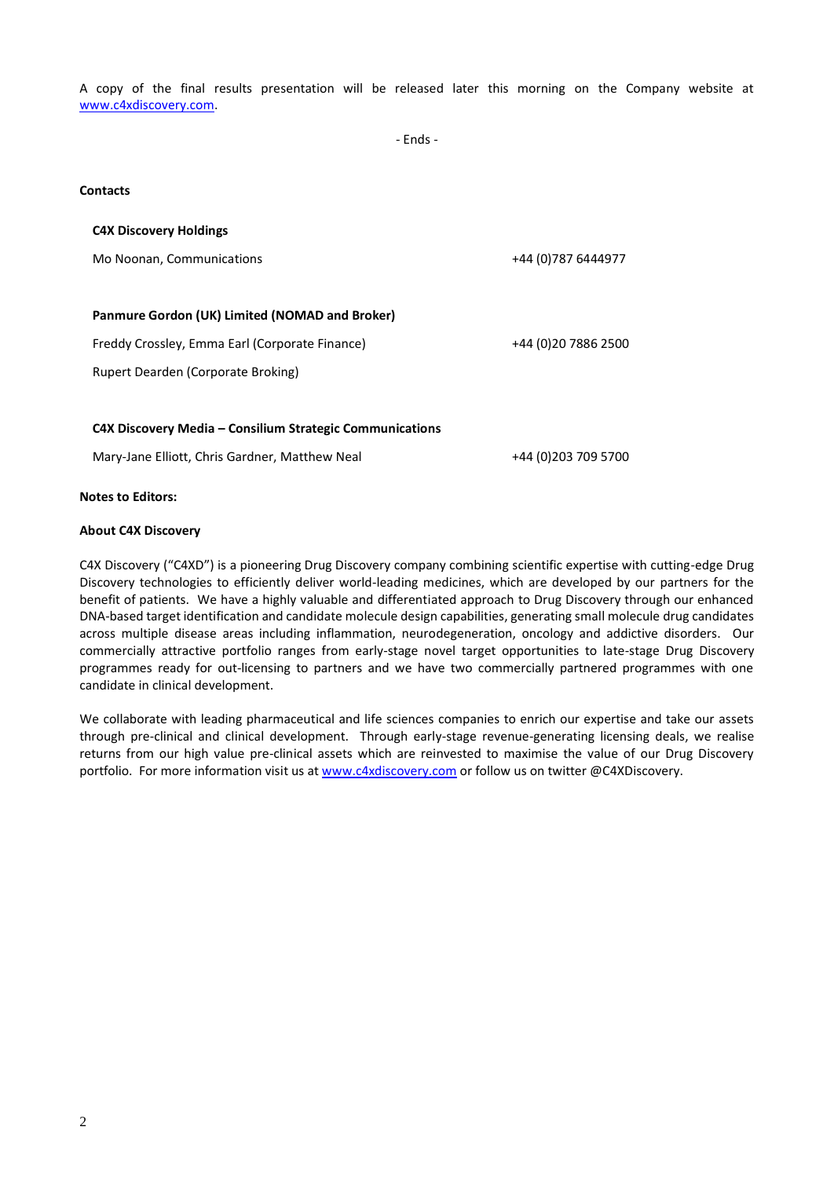A copy of the final results presentation will be released later this morning on the Company website at www.c4xdiscovery.com.

- Ends -

**Contacts**

**C4X Discovery Holdings**

| | |
|---|---|
| Mo Noonan, Communications | +44 (0)787 6444977 |

**Panmure Gordon (UK) Limited (NOMAD and Broker)**

| | |
|---|---|
| Freddy Crossley, Emma Earl (Corporate Finance) | +44 (0)20 7886 2500 |
| Rupert Dearden (Corporate Broking) | |

**C4X Discovery Media – Consilium Strategic Communications**

| | |
|---|---|
| Mary-Jane Elliott, Chris Gardner, Matthew Neal | +44 (0)203 709 5700 |

**Notes to Editors:**

**About C4X Discovery**

C4X Discovery ("C4XD") is a pioneering Drug Discovery company combining scientific expertise with cutting-edge Drug Discovery technologies to efficiently deliver world-leading medicines, which are developed by our partners for the benefit of patients. We have a highly valuable and differentiated approach to Drug Discovery through our enhanced DNA-based target identification and candidate molecule design capabilities, generating small molecule drug candidates across multiple disease areas including inflammation, neurodegeneration, oncology and addictive disorders. Our commercially attractive portfolio ranges from early-stage novel target opportunities to late-stage Drug Discovery programmes ready for out-licensing to partners and we have two commercially partnered programmes with one candidate in clinical development.

We collaborate with leading pharmaceutical and life sciences companies to enrich our expertise and take our assets through pre-clinical and clinical development. Through early-stage revenue-generating licensing deals, we realise returns from our high value pre-clinical assets which are reinvested to maximise the value of our Drug Discovery portfolio. For more information visit us at www.c4xdiscovery.com or follow us on twitter @C4XDiscovery.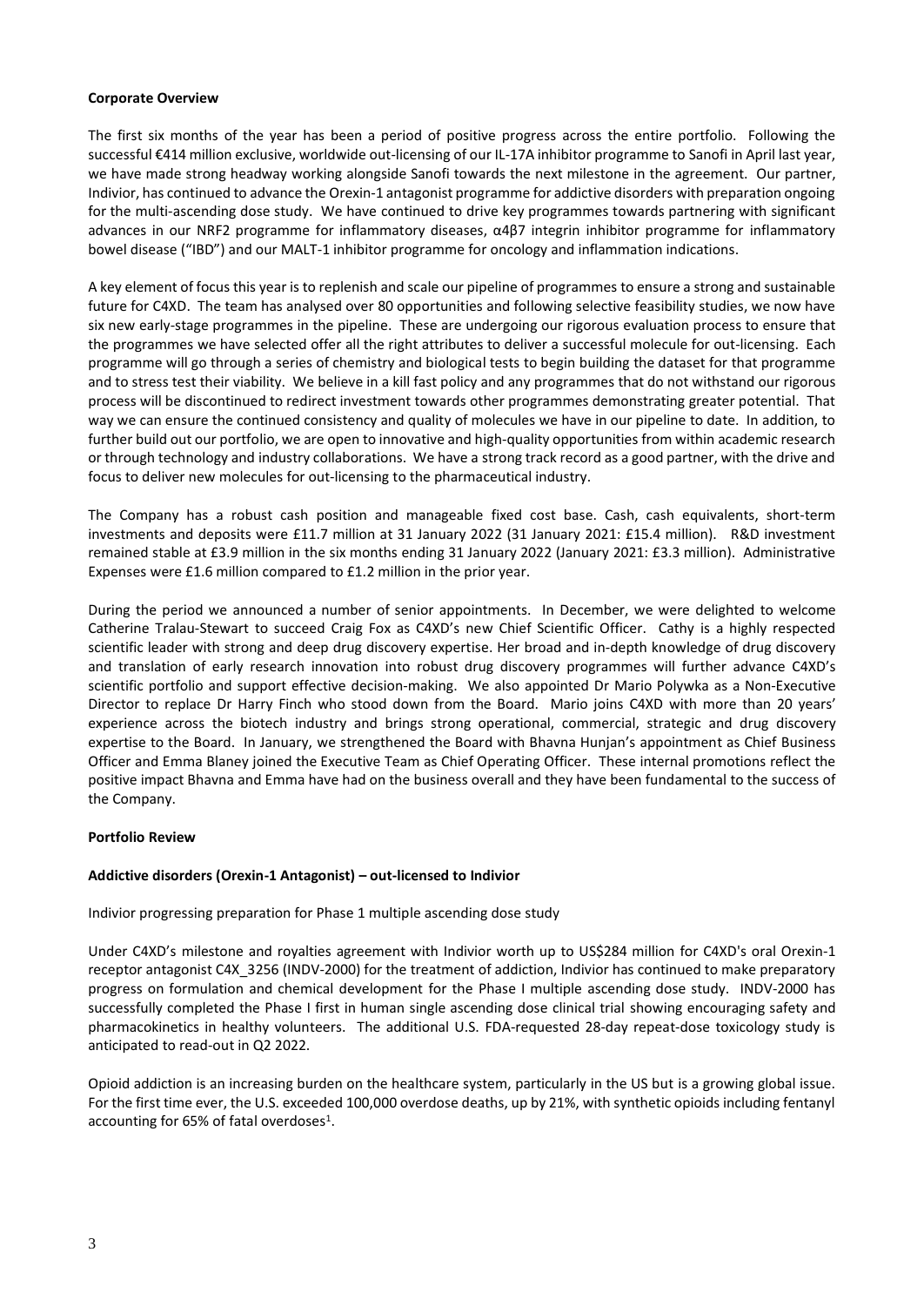**Corporate Overview**

The first six months of the year has been a period of positive progress across the entire portfolio. Following the successful €414 million exclusive, worldwide out-licensing of our IL-17A inhibitor programme to Sanofi in April last year, we have made strong headway working alongside Sanofi towards the next milestone in the agreement. Our partner, Indivior, has continued to advance the Orexin-1 antagonist programme for addictive disorders with preparation ongoing for the multi-ascending dose study. We have continued to drive key programmes towards partnering with significant advances in our NRF2 programme for inflammatory diseases, α4β7 integrin inhibitor programme for inflammatory bowel disease ("IBD") and our MALT-1 inhibitor programme for oncology and inflammation indications.

A key element of focus this year is to replenish and scale our pipeline of programmes to ensure a strong and sustainable future for C4XD. The team has analysed over 80 opportunities and following selective feasibility studies, we now have six new early-stage programmes in the pipeline. These are undergoing our rigorous evaluation process to ensure that the programmes we have selected offer all the right attributes to deliver a successful molecule for out-licensing. Each programme will go through a series of chemistry and biological tests to begin building the dataset for that programme and to stress test their viability. We believe in a kill fast policy and any programmes that do not withstand our rigorous process will be discontinued to redirect investment towards other programmes demonstrating greater potential. That way we can ensure the continued consistency and quality of molecules we have in our pipeline to date. In addition, to further build out our portfolio, we are open to innovative and high-quality opportunities from within academic research or through technology and industry collaborations. We have a strong track record as a good partner, with the drive and focus to deliver new molecules for out-licensing to the pharmaceutical industry.

The Company has a robust cash position and manageable fixed cost base. Cash, cash equivalents, short-term investments and deposits were £11.7 million at 31 January 2022 (31 January 2021: £15.4 million). R&D investment remained stable at £3.9 million in the six months ending 31 January 2022 (January 2021: £3.3 million). Administrative Expenses were £1.6 million compared to £1.2 million in the prior year.

During the period we announced a number of senior appointments. In December, we were delighted to welcome Catherine Tralau-Stewart to succeed Craig Fox as C4XD's new Chief Scientific Officer. Cathy is a highly respected scientific leader with strong and deep drug discovery expertise. Her broad and in-depth knowledge of drug discovery and translation of early research innovation into robust drug discovery programmes will further advance C4XD's scientific portfolio and support effective decision-making. We also appointed Dr Mario Polywka as a Non-Executive Director to replace Dr Harry Finch who stood down from the Board. Mario joins C4XD with more than 20 years' experience across the biotech industry and brings strong operational, commercial, strategic and drug discovery expertise to the Board. In January, we strengthened the Board with Bhavna Hunjan's appointment as Chief Business Officer and Emma Blaney joined the Executive Team as Chief Operating Officer. These internal promotions reflect the positive impact Bhavna and Emma have had on the business overall and they have been fundamental to the success of the Company.

**Portfolio Review**

**Addictive disorders (Orexin-1 Antagonist) – out-licensed to Indivior**

Indivior progressing preparation for Phase 1 multiple ascending dose study

Under C4XD's milestone and royalties agreement with Indivior worth up to US$284 million for C4XD's oral Orexin-1 receptor antagonist C4X_3256 (INDV-2000) for the treatment of addiction, Indivior has continued to make preparatory progress on formulation and chemical development for the Phase I multiple ascending dose study. INDV-2000 has successfully completed the Phase I first in human single ascending dose clinical trial showing encouraging safety and pharmacokinetics in healthy volunteers. The additional U.S. FDA-requested 28-day repeat-dose toxicology study is anticipated to read-out in Q2 2022.

Opioid addiction is an increasing burden on the healthcare system, particularly in the US but is a growing global issue. For the first time ever, the U.S. exceeded 100,000 overdose deaths, up by 21%, with synthetic opioids including fentanyl accounting for 65% of fatal overdoses[1].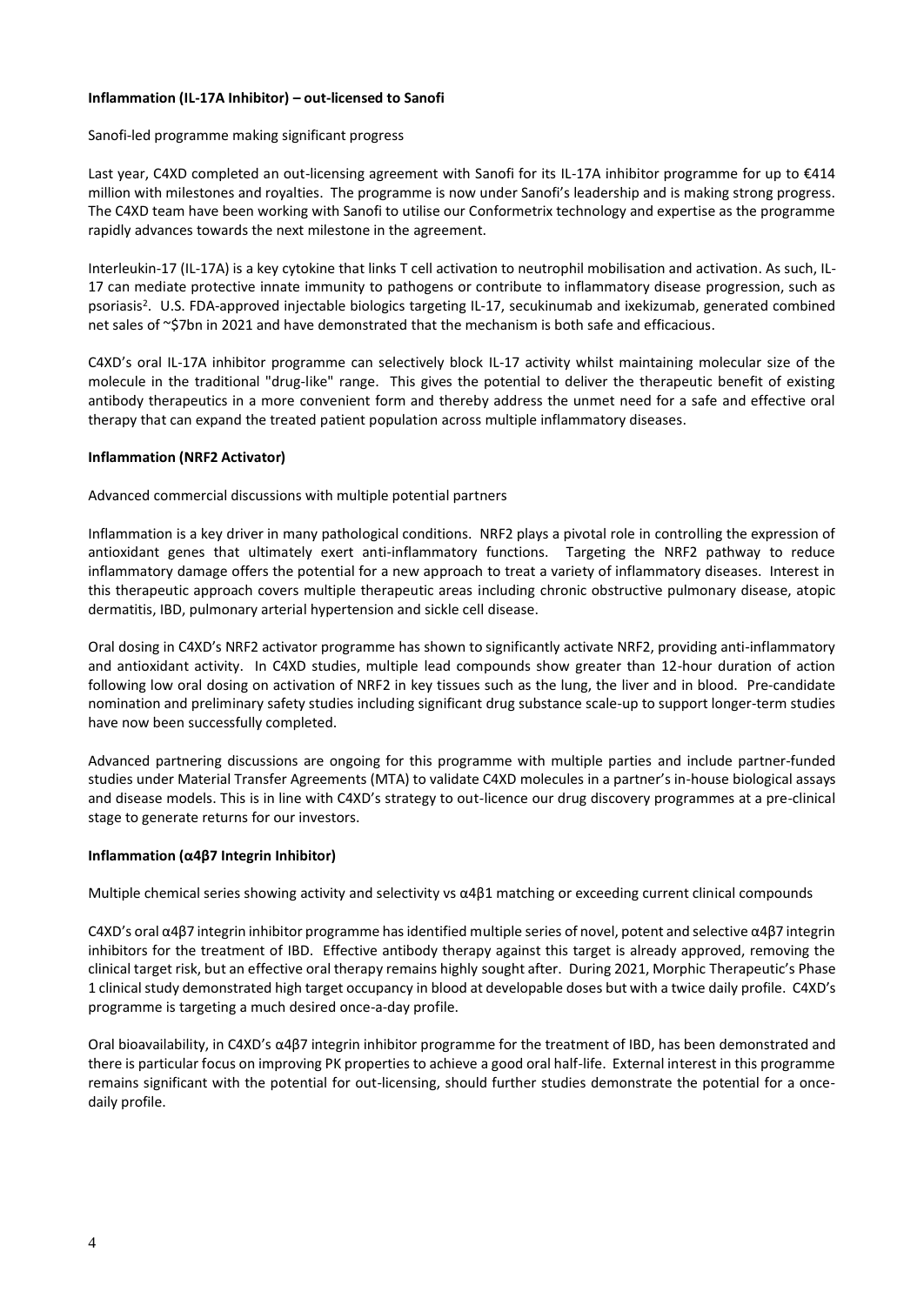**Inflammation (IL-17A Inhibitor) – out-licensed to Sanofi**

Sanofi-led programme making significant progress

Last year, C4XD completed an out-licensing agreement with Sanofi for its IL-17A inhibitor programme for up to €414 million with milestones and royalties. The programme is now under Sanofi's leadership and is making strong progress. The C4XD team have been working with Sanofi to utilise our Conformetrix technology and expertise as the programme rapidly advances towards the next milestone in the agreement.

Interleukin-17 (IL-17A) is a key cytokine that links T cell activation to neutrophil mobilisation and activation. As such, IL-17 can mediate protective innate immunity to pathogens or contribute to inflammatory disease progression, such as psoriasis[2]. U.S. FDA-approved injectable biologics targeting IL-17, secukinumab and ixekizumab, generated combined net sales of ~$7bn in 2021 and have demonstrated that the mechanism is both safe and efficacious.

C4XD's oral IL-17A inhibitor programme can selectively block IL-17 activity whilst maintaining molecular size of the molecule in the traditional "drug-like" range. This gives the potential to deliver the therapeutic benefit of existing antibody therapeutics in a more convenient form and thereby address the unmet need for a safe and effective oral therapy that can expand the treated patient population across multiple inflammatory diseases.

**Inflammation (NRF2 Activator)**

Advanced commercial discussions with multiple potential partners

Inflammation is a key driver in many pathological conditions. NRF2 plays a pivotal role in controlling the expression of antioxidant genes that ultimately exert anti-inflammatory functions. Targeting the NRF2 pathway to reduce inflammatory damage offers the potential for a new approach to treat a variety of inflammatory diseases. Interest in this therapeutic approach covers multiple therapeutic areas including chronic obstructive pulmonary disease, atopic dermatitis, IBD, pulmonary arterial hypertension and sickle cell disease.

Oral dosing in C4XD's NRF2 activator programme has shown to significantly activate NRF2, providing anti-inflammatory and antioxidant activity. In C4XD studies, multiple lead compounds show greater than 12-hour duration of action following low oral dosing on activation of NRF2 in key tissues such as the lung, the liver and in blood. Pre-candidate nomination and preliminary safety studies including significant drug substance scale-up to support longer-term studies have now been successfully completed.

Advanced partnering discussions are ongoing for this programme with multiple parties and include partner-funded studies under Material Transfer Agreements (MTA) to validate C4XD molecules in a partner's in-house biological assays and disease models. This is in line with C4XD's strategy to out-licence our drug discovery programmes at a pre-clinical stage to generate returns for our investors.

**Inflammation (α4β7 Integrin Inhibitor)**

Multiple chemical series showing activity and selectivity vs α4β1 matching or exceeding current clinical compounds

C4XD's oral α4β7 integrin inhibitor programme has identified multiple series of novel, potent and selective α4β7 integrin inhibitors for the treatment of IBD. Effective antibody therapy against this target is already approved, removing the clinical target risk, but an effective oral therapy remains highly sought after. During 2021, Morphic Therapeutic's Phase 1 clinical study demonstrated high target occupancy in blood at developable doses but with a twice daily profile. C4XD's programme is targeting a much desired once-a-day profile.

Oral bioavailability, in C4XD's α4β7 integrin inhibitor programme for the treatment of IBD, has been demonstrated and there is particular focus on improving PK properties to achieve a good oral half-life. External interest in this programme remains significant with the potential for out-licensing, should further studies demonstrate the potential for a once-daily profile.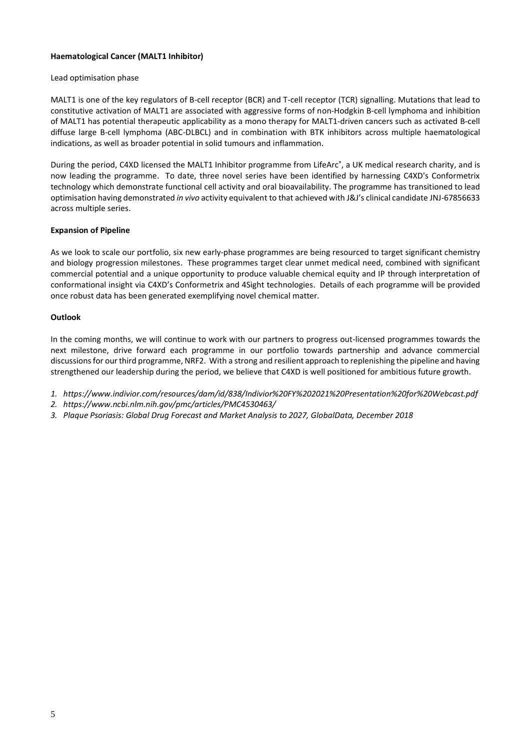**Haematological Cancer (MALT1 Inhibitor)**

Lead optimisation phase

MALT1 is one of the key regulators of B-cell receptor (BCR) and T-cell receptor (TCR) signalling. Mutations that lead to constitutive activation of MALT1 are associated with aggressive forms of non-Hodgkin B-cell lymphoma and inhibition of MALT1 has potential therapeutic applicability as a mono therapy for MALT1-driven cancers such as activated B-cell diffuse large B-cell lymphoma (ABC-DLBCL) and in combination with BTK inhibitors across multiple haematological indications, as well as broader potential in solid tumours and inflammation.

During the period, C4XD licensed the MALT1 Inhibitor programme from LifeArc®, a UK medical research charity, and is now leading the programme. To date, three novel series have been identified by harnessing C4XD's Conformetrix technology which demonstrate functional cell activity and oral bioavailability. The programme has transitioned to lead optimisation having demonstrated *in vivo* activity equivalent to that achieved with J&J's clinical candidate JNJ-67856633 across multiple series.

**Expansion of Pipeline**

As we look to scale our portfolio, six new early-phase programmes are being resourced to target significant chemistry and biology progression milestones. These programmes target clear unmet medical need, combined with significant commercial potential and a unique opportunity to produce valuable chemical equity and IP through interpretation of conformational insight via C4XD's Conformetrix and 4Sight technologies. Details of each programme will be provided once robust data has been generated exemplifying novel chemical matter.

**Outlook**

In the coming months, we will continue to work with our partners to progress out-licensed programmes towards the next milestone, drive forward each programme in our portfolio towards partnership and advance commercial discussions for our third programme, NRF2. With a strong and resilient approach to replenishing the pipeline and having strengthened our leadership during the period, we believe that C4XD is well positioned for ambitious future growth.

1. *https://www.indivior.com/resources/dam/id/838/Indivior%20FY%202021%20Presentation%20for%20Webcast.pdf*
2. *https://www.ncbi.nlm.nih.gov/pmc/articles/PMC4530463/*
3. *Plaque Psoriasis: Global Drug Forecast and Market Analysis to 2027, GlobalData, December 2018*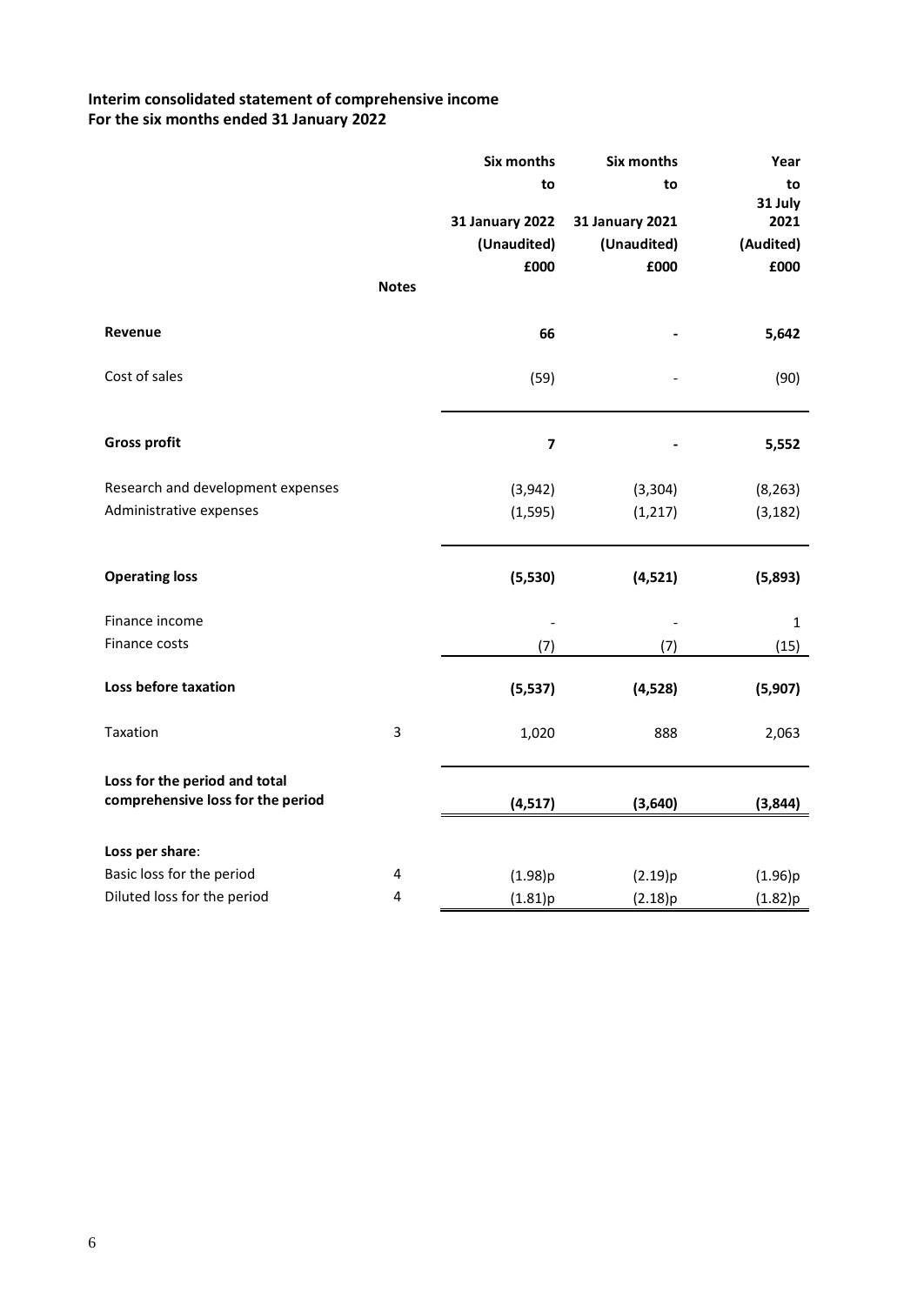**Interim consolidated statement of comprehensive income**
**For the six months ended 31 January 2022**

| | Notes | Six months to 31 January 2022 (Unaudited) £000 | Six months to 31 January 2021 (Unaudited) £000 | Year to 31 July 2021 (Audited) £000 |
|---|---|---|---|---|
| **Revenue** | | **66** | **-** | **5,642** |
| Cost of sales | | (59) | - | (90) |
| **Gross profit** | | **7** | **-** | **5,552** |
| Research and development expenses | | (3,942) | (3,304) | (8,263) |
| Administrative expenses | | (1,595) | (1,217) | (3,182) |
| **Operating loss** | | **(5,530)** | **(4,521)** | **(5,893)** |
| Finance income | | - | - | 1 |
| Finance costs | | (7) | (7) | (15) |
| **Loss before taxation** | | **(5,537)** | **(4,528)** | **(5,907)** |
| Taxation | 3 | 1,020 | 888 | 2,063 |
| **Loss for the period and total comprehensive loss for the period** | | **(4,517)** | **(3,640)** | **(3,844)** |
| **Loss per share**: | | | | |
| Basic loss for the period | 4 | (1.98)p | (2.19)p | (1.96)p |
| Diluted loss for the period | 4 | (1.81)p | (2.18)p | (1.82)p |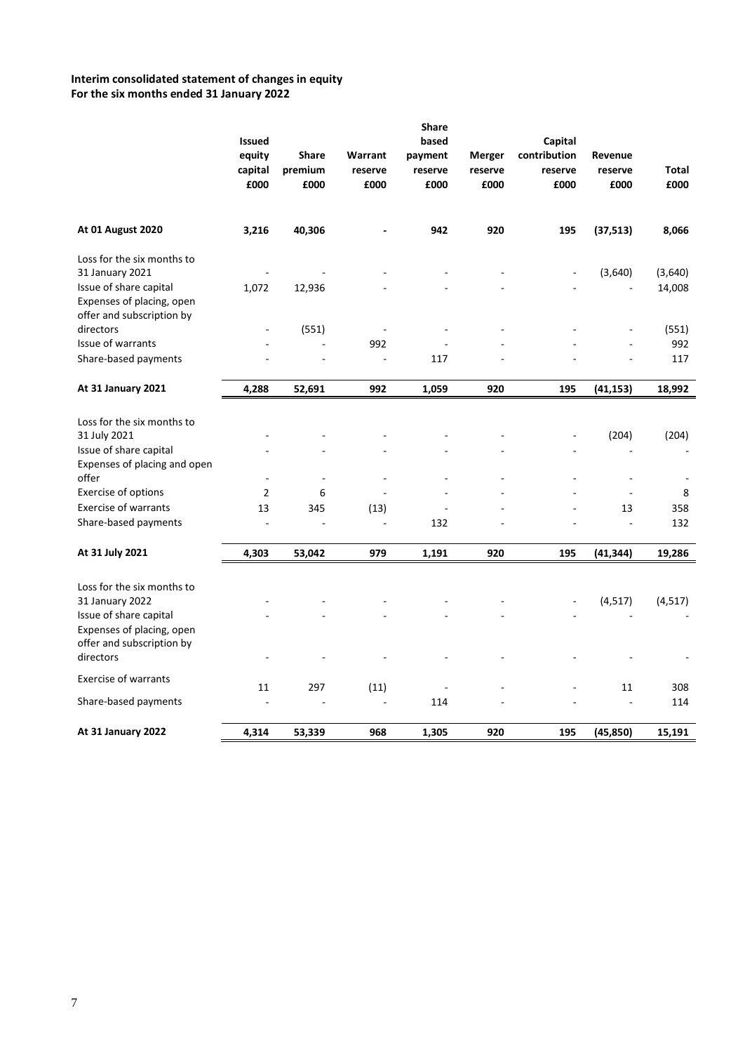**Interim consolidated statement of changes in equity**
**For the six months ended 31 January 2022**

| | Issued equity capital £000 | Share premium £000 | Warrant reserve £000 | Share based payment reserve £000 | Merger reserve £000 | Capital contribution reserve £000 | Revenue reserve £000 | Total £000 |
|---|---|---|---|---|---|---|---|---|
| **At 01 August 2020** | **3,216** | **40,306** | **-** | **942** | **920** | **195** | **(37,513)** | **8,066** |
| Loss for the six months to 31 January 2021 | - | - | - | - | - | - | (3,640) | (3,640) |
| Issue of share capital | 1,072 | 12,936 | - | - | - | - | - | 14,008 |
| Expenses of placing, open offer and subscription by directors | - | (551) | - | - | - | - | - | (551) |
| Issue of warrants | - | - | 992 | - | - | - | - | 992 |
| Share-based payments | - | - | - | 117 | - | - | - | 117 |
| **At 31 January 2021** | **4,288** | **52,691** | **992** | **1,059** | **920** | **195** | **(41,153)** | **18,992** |
| Loss for the six months to 31 July 2021 | - | - | - | - | - | - | (204) | (204) |
| Issue of share capital | - | - | - | - | - | - | - | - |
| Expenses of placing and open offer | - | - | - | - | - | - | - | - |
| Exercise of options | 2 | 6 | - | - | - | - | - | 8 |
| Exercise of warrants | 13 | 345 | (13) | - | - | - | 13 | 358 |
| Share-based payments | - | - | - | 132 | - | - | - | 132 |
| **At 31 July 2021** | **4,303** | **53,042** | **979** | **1,191** | **920** | **195** | **(41,344)** | **19,286** |
| Loss for the six months to 31 January 2022 | - | - | - | - | - | - | (4,517) | (4,517) |
| Issue of share capital | - | - | - | - | - | - | - | - |
| Expenses of placing, open offer and subscription by directors | - | - | - | - | - | - | - | - |
| Exercise of warrants | 11 | 297 | (11) | - | - | - | 11 | 308 |
| Share-based payments | - | - | - | 114 | - | - | - | 114 |
| **At 31 January 2022** | **4,314** | **53,339** | **968** | **1,305** | **920** | **195** | **(45,850)** | **15,191** |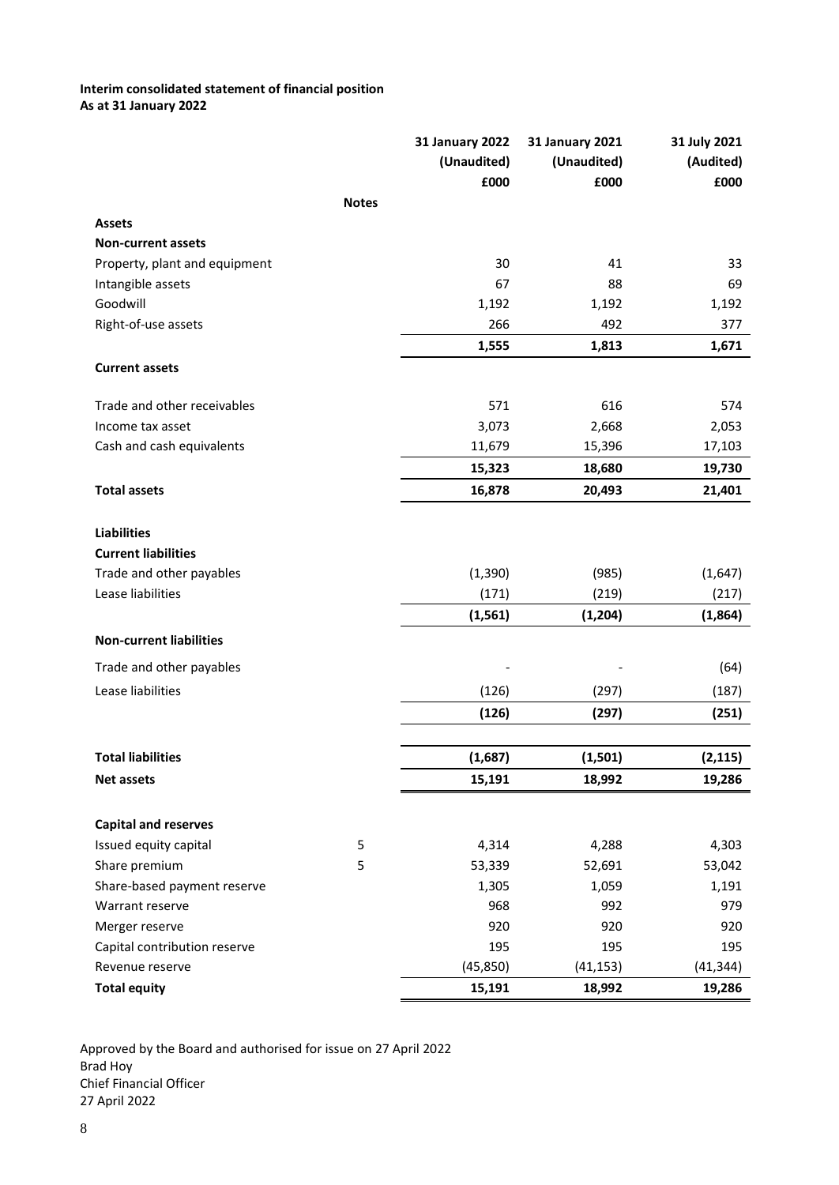**Interim consolidated statement of financial position**
**As at 31 January 2022**

| | Notes | 31 January 2022 (Unaudited) £000 | 31 January 2021 (Unaudited) £000 | 31 July 2021 (Audited) £000 |
|---|---|---|---|---|
| **Assets** | | | | |
| **Non-current assets** | | | | |
| Property, plant and equipment | | 30 | 41 | 33 |
| Intangible assets | | 67 | 88 | 69 |
| Goodwill | | 1,192 | 1,192 | 1,192 |
| Right-of-use assets | | 266 | 492 | 377 |
| | | **1,555** | **1,813** | **1,671** |
| **Current assets** | | | | |
| Trade and other receivables | | 571 | 616 | 574 |
| Income tax asset | | 3,073 | 2,668 | 2,053 |
| Cash and cash equivalents | | 11,679 | 15,396 | 17,103 |
| | | **15,323** | **18,680** | **19,730** |
| **Total assets** | | **16,878** | **20,493** | **21,401** |
| **Liabilities** | | | | |
| **Current liabilities** | | | | |
| Trade and other payables | | (1,390) | (985) | (1,647) |
| Lease liabilities | | (171) | (219) | (217) |
| | | **(1,561)** | **(1,204)** | **(1,864)** |
| **Non-current liabilities** | | | | |
| Trade and other payables | | - | - | (64) |
| Lease liabilities | | (126) | (297) | (187) |
| | | **(126)** | **(297)** | **(251)** |
| **Total liabilities** | | **(1,687)** | **(1,501)** | **(2,115)** |
| **Net assets** | | **15,191** | **18,992** | **19,286** |
| **Capital and reserves** | | | | |
| Issued equity capital | 5 | 4,314 | 4,288 | 4,303 |
| Share premium | 5 | 53,339 | 52,691 | 53,042 |
| Share-based payment reserve | | 1,305 | 1,059 | 1,191 |
| Warrant reserve | | 968 | 992 | 979 |
| Merger reserve | | 920 | 920 | 920 |
| Capital contribution reserve | | 195 | 195 | 195 |
| Revenue reserve | | (45,850) | (41,153) | (41,344) |
| **Total equity** | | **15,191** | **18,992** | **19,286** |

Approved by the Board and authorised for issue on 27 April 2022
Brad Hoy
Chief Financial Officer
27 April 2022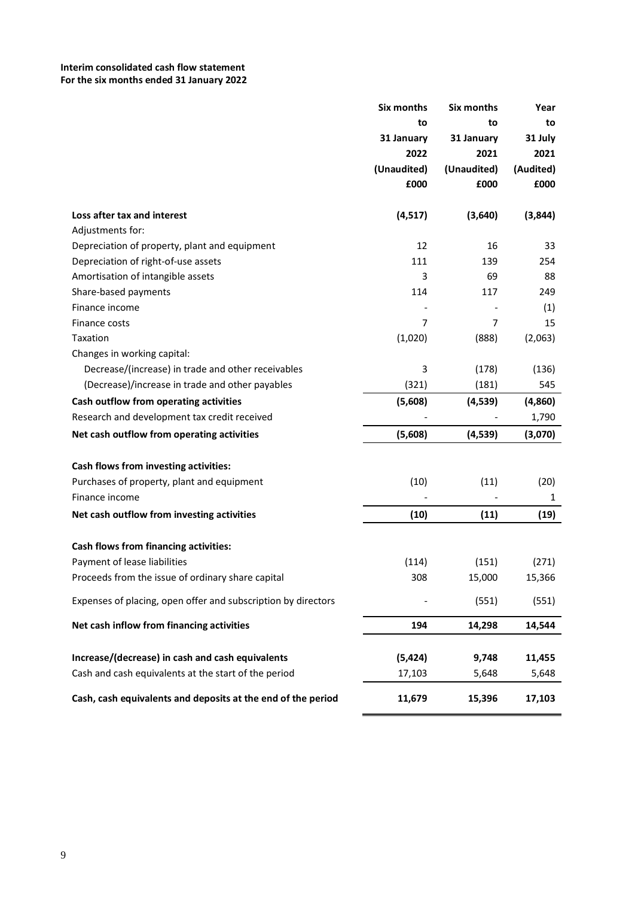**Interim consolidated cash flow statement**
**For the six months ended 31 January 2022**

| | Six months to 31 January 2022 (Unaudited) £000 | Six months to 31 January 2021 (Unaudited) £000 | Year to 31 July 2021 (Audited) £000 |
|---|---|---|---|
| **Loss after tax and interest** | **(4,517)** | **(3,640)** | **(3,844)** |
| Adjustments for: | | | |
| Depreciation of property, plant and equipment | 12 | 16 | 33 |
| Depreciation of right-of-use assets | 111 | 139 | 254 |
| Amortisation of intangible assets | 3 | 69 | 88 |
| Share-based payments | 114 | 117 | 249 |
| Finance income | - | - | (1) |
| Finance costs | 7 | 7 | 15 |
| Taxation | (1,020) | (888) | (2,063) |
| Changes in working capital: | | | |
| Decrease/(increase) in trade and other receivables | 3 | (178) | (136) |
| (Decrease)/increase in trade and other payables | (321) | (181) | 545 |
| **Cash outflow from operating activities** | **(5,608)** | **(4,539)** | **(4,860)** |
| Research and development tax credit received | - | - | 1,790 |
| **Net cash outflow from operating activities** | **(5,608)** | **(4,539)** | **(3,070)** |
| | | | |
| **Cash flows from investing activities:** | | | |
| Purchases of property, plant and equipment | (10) | (11) | (20) |
| Finance income | - | - | 1 |
| **Net cash outflow from investing activities** | **(10)** | **(11)** | **(19)** |
| | | | |
| **Cash flows from financing activities:** | | | |
| Payment of lease liabilities | (114) | (151) | (271) |
| Proceeds from the issue of ordinary share capital | 308 | 15,000 | 15,366 |
| Expenses of placing, open offer and subscription by directors | - | (551) | (551) |
| **Net cash inflow from financing activities** | **194** | **14,298** | **14,544** |
| | | | |
| **Increase/(decrease) in cash and cash equivalents** | **(5,424)** | **9,748** | **11,455** |
| Cash and cash equivalents at the start of the period | 17,103 | 5,648 | 5,648 |
| **Cash, cash equivalents and deposits at the end of the period** | **11,679** | **15,396** | **17,103** |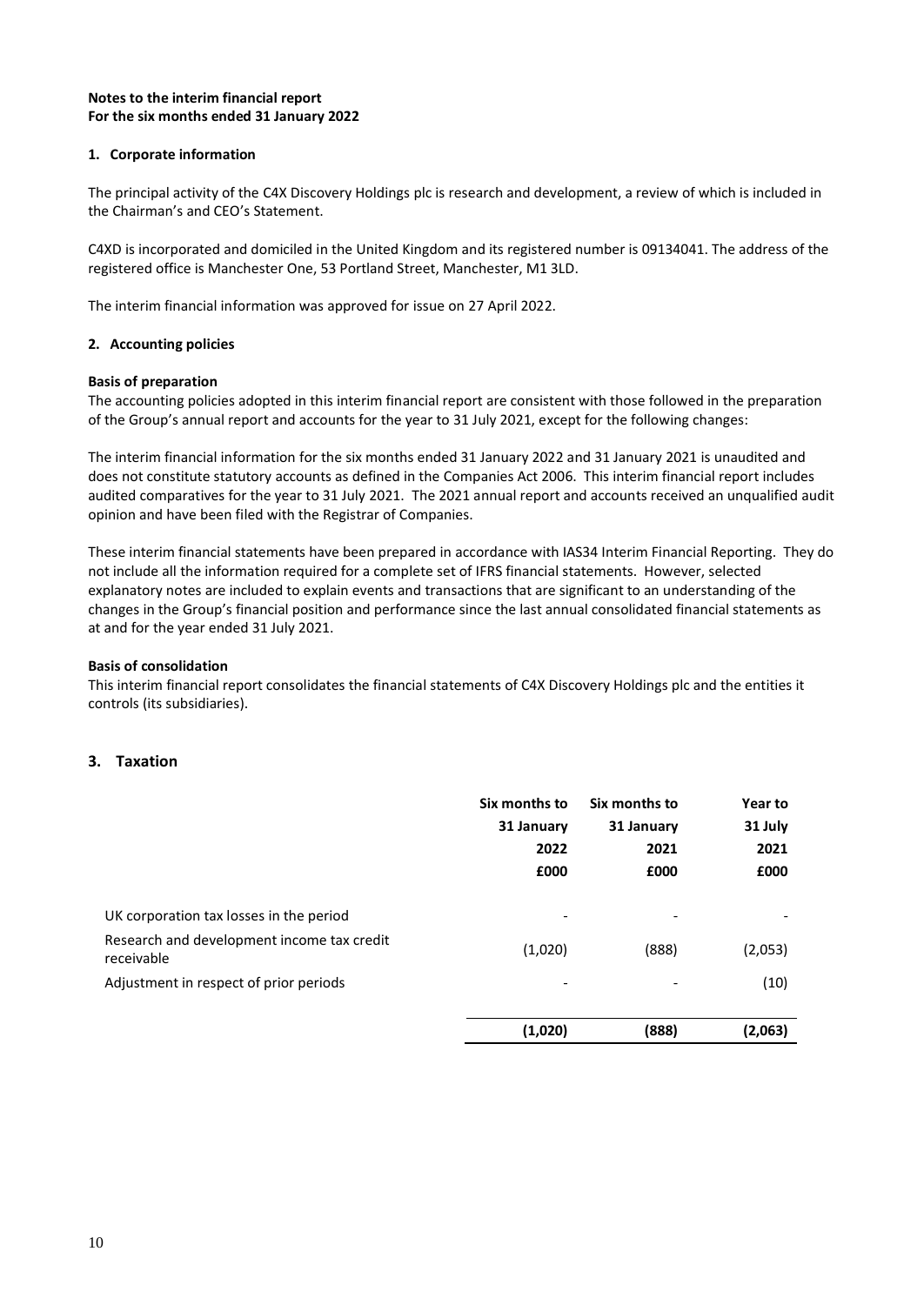**Notes to the interim financial report**
**For the six months ended 31 January 2022**

## 1. Corporate information

The principal activity of the C4X Discovery Holdings plc is research and development, a review of which is included in the Chairman's and CEO's Statement.

C4XD is incorporated and domiciled in the United Kingdom and its registered number is 09134041. The address of the registered office is Manchester One, 53 Portland Street, Manchester, M1 3LD.

The interim financial information was approved for issue on 27 April 2022.

## 2. Accounting policies

**Basis of preparation**

The accounting policies adopted in this interim financial report are consistent with those followed in the preparation of the Group's annual report and accounts for the year to 31 July 2021, except for the following changes:

The interim financial information for the six months ended 31 January 2022 and 31 January 2021 is unaudited and does not constitute statutory accounts as defined in the Companies Act 2006. This interim financial report includes audited comparatives for the year to 31 July 2021. The 2021 annual report and accounts received an unqualified audit opinion and have been filed with the Registrar of Companies.

These interim financial statements have been prepared in accordance with IAS34 Interim Financial Reporting. They do not include all the information required for a complete set of IFRS financial statements. However, selected explanatory notes are included to explain events and transactions that are significant to an understanding of the changes in the Group's financial position and performance since the last annual consolidated financial statements as at and for the year ended 31 July 2021.

**Basis of consolidation**

This interim financial report consolidates the financial statements of C4X Discovery Holdings plc and the entities it controls (its subsidiaries).

## 3. Taxation

| | Six months to 31 January 2022 £000 | Six months to 31 January 2021 £000 | Year to 31 July 2021 £000 |
|---|---|---|---|
| UK corporation tax losses in the period | - | - | - |
| Research and development income tax credit receivable | (1,020) | (888) | (2,053) |
| Adjustment in respect of prior periods | - | - | (10) |
| | **(1,020)** | **(888)** | **(2,063)** |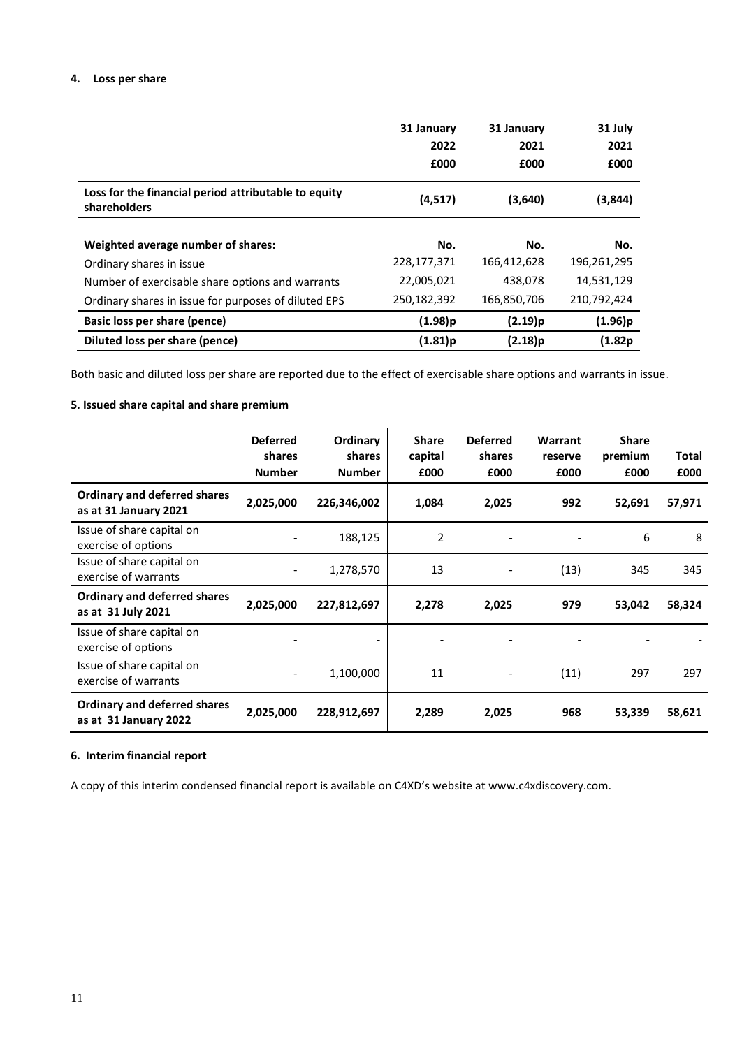#### 4. Loss per share

| | 31 January 2022 £000 | 31 January 2021 £000 | 31 July 2021 £000 |
|---|---|---|---|
| **Loss for the financial period attributable to equity shareholders** | **(4,517)** | **(3,640)** | **(3,844)** |
| | | | |
| **Weighted average number of shares:** | **No.** | **No.** | **No.** |
| Ordinary shares in issue | 228,177,371 | 166,412,628 | 196,261,295 |
| Number of exercisable share options and warrants | 22,005,021 | 438,078 | 14,531,129 |
| Ordinary shares in issue for purposes of diluted EPS | 250,182,392 | 166,850,706 | 210,792,424 |
| **Basic loss per share (pence)** | **(1.98)p** | **(2.19)p** | **(1.96)p** |
| **Diluted loss per share (pence)** | **(1.81)p** | **(2.18)p** | **(1.82p** |

Both basic and diluted loss per share are reported due to the effect of exercisable share options and warrants in issue.

#### 5. Issued share capital and share premium

| | Deferred shares Number | Ordinary shares Number | Share capital £000 | Deferred shares £000 | Warrant reserve £000 | Share premium £000 | Total £000 |
|---|---|---|---|---|---|---|---|
| **Ordinary and deferred shares as at 31 January 2021** | **2,025,000** | **226,346,002** | **1,084** | **2,025** | **992** | **52,691** | **57,971** |
| Issue of share capital on exercise of options | - | 188,125 | 2 | - | - | 6 | 8 |
| Issue of share capital on exercise of warrants | - | 1,278,570 | 13 | - | (13) | 345 | 345 |
| **Ordinary and deferred shares as at 31 July 2021** | **2,025,000** | **227,812,697** | **2,278** | **2,025** | **979** | **53,042** | **58,324** |
| Issue of share capital on exercise of options | - | - | - | - | - | - | - |
| Issue of share capital on exercise of warrants | - | 1,100,000 | 11 | - | (11) | 297 | 297 |
| **Ordinary and deferred shares as at 31 January 2022** | **2,025,000** | **228,912,697** | **2,289** | **2,025** | **968** | **53,339** | **58,621** |

#### 6. Interim financial report

A copy of this interim condensed financial report is available on C4XD's website at www.c4xdiscovery.com.